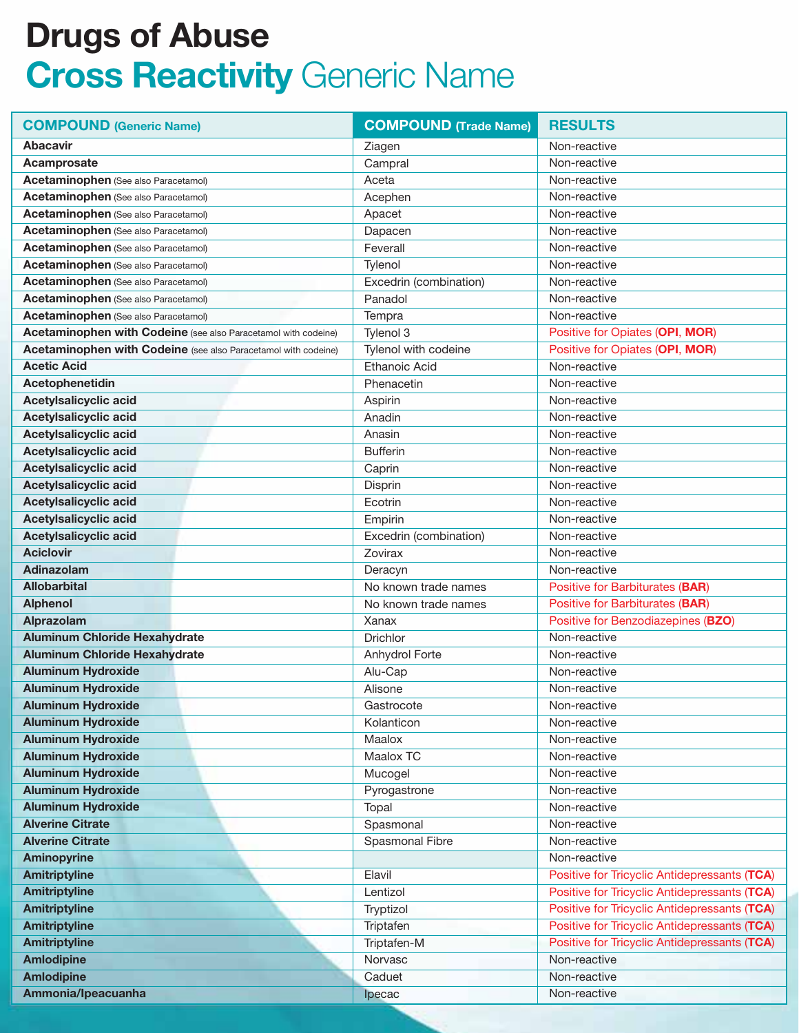# Drugs of Abuse

## Cross Reactivity Generic Name

| COMPOUND (Generic Name) | COMPOUND (Trade Name) | RESULTS |
|---|---|---|
| **Abacavir** | Ziagen | Non-reactive |
| **Acamprosate** | Campral | Non-reactive |
| **Acetaminophen** (See also Paracetamol) | Aceta | Non-reactive |
| **Acetaminophen** (See also Paracetamol) | Acephen | Non-reactive |
| **Acetaminophen** (See also Paracetamol) | Apacet | Non-reactive |
| **Acetaminophen** (See also Paracetamol) | Dapacen | Non-reactive |
| **Acetaminophen** (See also Paracetamol) | Feverall | Non-reactive |
| **Acetaminophen** (See also Paracetamol) | Tylenol | Non-reactive |
| **Acetaminophen** (See also Paracetamol) | Excedrin (combination) | Non-reactive |
| **Acetaminophen** (See also Paracetamol) | Panadol | Non-reactive |
| **Acetaminophen** (See also Paracetamol) | Tempra | Non-reactive |
| **Acetaminophen with Codeine** (see also Paracetamol with codeine) | Tylenol 3 | Positive for Opiates (**OPI**, **MOR**) |
| **Acetaminophen with Codeine** (see also Paracetamol with codeine) | Tylenol with codeine | Positive for Opiates (**OPI**, **MOR**) |
| **Acetic Acid** | Ethanoic Acid | Non-reactive |
| **Acetophenetidin** | Phenacetin | Non-reactive |
| **Acetylsalicyclic acid** | Aspirin | Non-reactive |
| **Acetylsalicyclic acid** | Anadin | Non-reactive |
| **Acetylsalicyclic acid** | Anasin | Non-reactive |
| **Acetylsalicyclic acid** | Bufferin | Non-reactive |
| **Acetylsalicyclic acid** | Caprin | Non-reactive |
| **Acetylsalicyclic acid** | Disprin | Non-reactive |
| **Acetylsalicyclic acid** | Ecotrin | Non-reactive |
| **Acetylsalicyclic acid** | Empirin | Non-reactive |
| **Acetylsalicyclic acid** | Excedrin (combination) | Non-reactive |
| **Aciclovir** | Zovirax | Non-reactive |
| **Adinazolam** | Deracyn | Non-reactive |
| **Allobarbital** | No known trade names | Positive for Barbiturates (**BAR**) |
| **Alphenol** | No known trade names | Positive for Barbiturates (**BAR**) |
| **Alprazolam** | Xanax | Positive for Benzodiazepines (**BZO**) |
| **Aluminum Chloride Hexahydrate** | Drichlor | Non-reactive |
| **Aluminum Chloride Hexahydrate** | Anhydrol Forte | Non-reactive |
| **Aluminum Hydroxide** | Alu-Cap | Non-reactive |
| **Aluminum Hydroxide** | Alisone | Non-reactive |
| **Aluminum Hydroxide** | Gastrocote | Non-reactive |
| **Aluminum Hydroxide** | Kolanticon | Non-reactive |
| **Aluminum Hydroxide** | Maalox | Non-reactive |
| **Aluminum Hydroxide** | Maalox TC | Non-reactive |
| **Aluminum Hydroxide** | Mucogel | Non-reactive |
| **Aluminum Hydroxide** | Pyrogastrone | Non-reactive |
| **Aluminum Hydroxide** | Topal | Non-reactive |
| **Alverine Citrate** | Spasmonal | Non-reactive |
| **Alverine Citrate** | Spasmonal Fibre | Non-reactive |
| **Aminopyrine** | | Non-reactive |
| **Amitriptyline** | Elavil | Positive for Tricyclic Antidepressants (**TCA**) |
| **Amitriptyline** | Lentizol | Positive for Tricyclic Antidepressants (**TCA**) |
| **Amitriptyline** | Tryptizol | Positive for Tricyclic Antidepressants (**TCA**) |
| **Amitriptyline** | Triptafen | Positive for Tricyclic Antidepressants (**TCA**) |
| **Amitriptyline** | Triptafen-M | Positive for Tricyclic Antidepressants (**TCA**) |
| **Amlodipine** | Norvasc | Non-reactive |
| **Amlodipine** | Caduet | Non-reactive |
| **Ammonia/Ipeacuanha** | Ipecac | Non-reactive |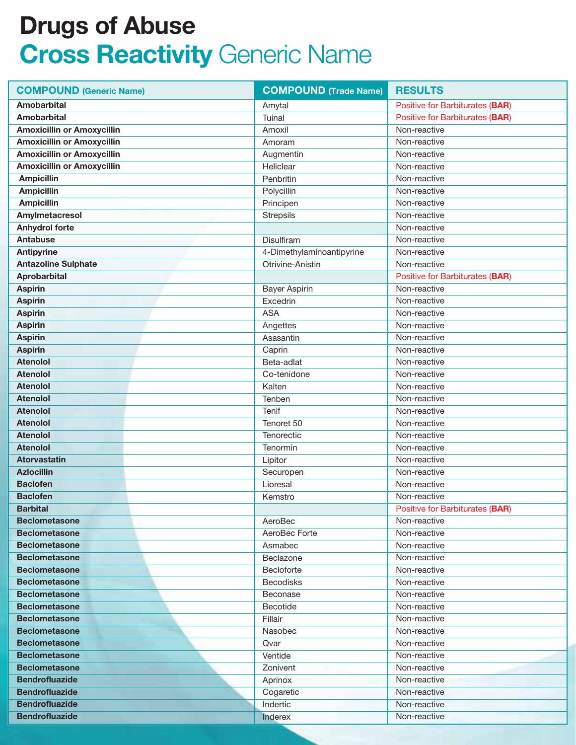# Drugs of Abuse

## Cross Reactivity Generic Name

| COMPOUND (Generic Name) | COMPOUND (Trade Name) | RESULTS |
|---|---|---|
| **Amobarbital** | Amytal | Positive for Barbiturates (**BAR**) |
| **Amobarbital** | Tuinal | Positive for Barbiturates (**BAR**) |
| **Amoxicillin or Amoxycillin** | Amoxil | Non-reactive |
| **Amoxicillin or Amoxycillin** | Amoram | Non-reactive |
| **Amoxicillin or Amoxycillin** | Augmentin | Non-reactive |
| **Amoxicillin or Amoxycillin** | Heliclear | Non-reactive |
| **Ampicillin** | Penbritin | Non-reactive |
| **Ampicillin** | Polycillin | Non-reactive |
| **Ampicillin** | Principen | Non-reactive |
| **Amylmetacresol** | Strepsils | Non-reactive |
| **Anhydrol forte** | | Non-reactive |
| **Antabuse** | Disulfiram | Non-reactive |
| **Antipyrine** | 4-Dimethylaminoantipyrine | Non-reactive |
| **Antazoline Sulphate** | Otrivine-Anistin | Non-reactive |
| **Aprobarbital** | | Positive for Barbiturates (**BAR**) |
| **Aspirin** | Bayer Aspirin | Non-reactive |
| **Aspirin** | Excedrin | Non-reactive |
| **Aspirin** | ASA | Non-reactive |
| **Aspirin** | Angettes | Non-reactive |
| **Aspirin** | Asasantin | Non-reactive |
| **Aspirin** | Caprin | Non-reactive |
| **Atenolol** | Beta-adlat | Non-reactive |
| **Atenolol** | Co-tenidone | Non-reactive |
| **Atenolol** | Kalten | Non-reactive |
| **Atenolol** | Tenben | Non-reactive |
| **Atenolol** | Tenif | Non-reactive |
| **Atenolol** | Tenoret 50 | Non-reactive |
| **Atenolol** | Tenorectic | Non-reactive |
| **Atenolol** | Tenormin | Non-reactive |
| **Atorvastatin** | Lipitor | Non-reactive |
| **Azlocillin** | Securopen | Non-reactive |
| **Baclofen** | Lioresal | Non-reactive |
| **Baclofen** | Kemstro | Non-reactive |
| **Barbital** | | Positive for Barbiturates (**BAR**) |
| **Beclometasone** | AeroBec | Non-reactive |
| **Beclometasone** | AeroBec Forte | Non-reactive |
| **Beclometasone** | Asmabec | Non-reactive |
| **Beclometasone** | Beclazone | Non-reactive |
| **Beclometasone** | Becloforte | Non-reactive |
| **Beclometasone** | Becodisks | Non-reactive |
| **Beclometasone** | Beconase | Non-reactive |
| **Beclometasone** | Becotide | Non-reactive |
| **Beclometasone** | Fillair | Non-reactive |
| **Beclometasone** | Nasobec | Non-reactive |
| **Beclometasone** | Qvar | Non-reactive |
| **Beclometasone** | Ventide | Non-reactive |
| **Beclometasone** | Zonivent | Non-reactive |
| **Bendrofluazide** | Aprinox | Non-reactive |
| **Bendrofluazide** | Cogaretic | Non-reactive |
| **Bendrofluazide** | Indertic | Non-reactive |
| **Bendrofluazide** | Inderex | Non-reactive |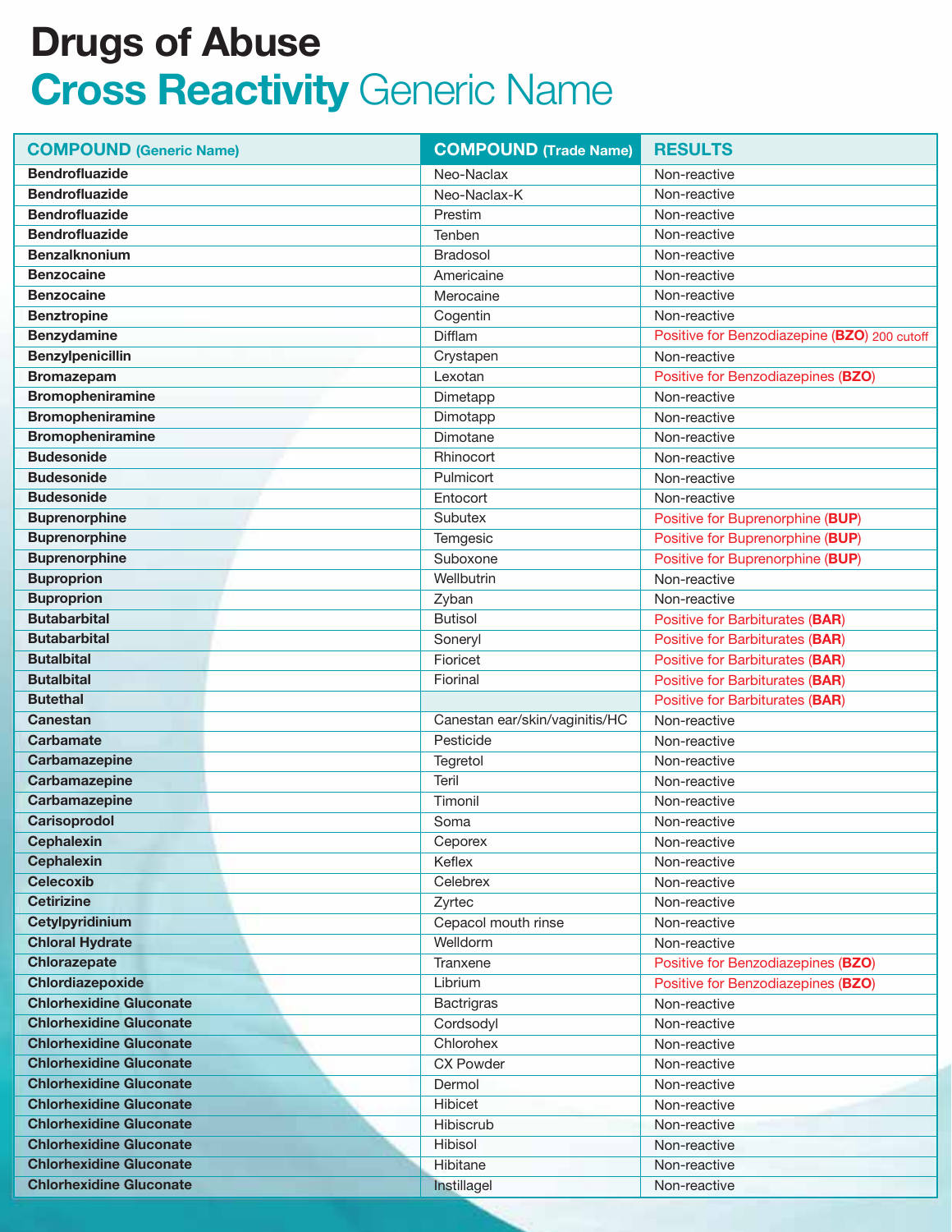# Drugs of Abuse

## Cross Reactivity Generic Name

| COMPOUND (Generic Name) | COMPOUND (Trade Name) | RESULTS |
|---|---|---|
| **Bendrofluazide** | Neo-Naclax | Non-reactive |
| **Bendrofluazide** | Neo-Naclax-K | Non-reactive |
| **Bendrofluazide** | Prestim | Non-reactive |
| **Bendrofluazide** | Tenben | Non-reactive |
| **Benzalknonium** | Bradosol | Non-reactive |
| **Benzocaine** | Americaine | Non-reactive |
| **Benzocaine** | Merocaine | Non-reactive |
| **Benztropine** | Cogentin | Non-reactive |
| **Benzydamine** | Difflam | Positive for Benzodiazepine (**BZO**) 200 cutoff |
| **Benzylpenicillin** | Crystapen | Non-reactive |
| **Bromazepam** | Lexotan | Positive for Benzodiazepines (**BZO**) |
| **Bromopheniramine** | Dimetapp | Non-reactive |
| **Bromopheniramine** | Dimotapp | Non-reactive |
| **Bromopheniramine** | Dimotane | Non-reactive |
| **Budesonide** | Rhinocort | Non-reactive |
| **Budesonide** | Pulmicort | Non-reactive |
| **Budesonide** | Entocort | Non-reactive |
| **Buprenorphine** | Subutex | Positive for Buprenorphine (**BUP**) |
| **Buprenorphine** | Temgesic | Positive for Buprenorphine (**BUP**) |
| **Buprenorphine** | Suboxone | Positive for Buprenorphine (**BUP**) |
| **Buproprion** | Wellbutrin | Non-reactive |
| **Buproprion** | Zyban | Non-reactive |
| **Butabarbital** | Butisol | Positive for Barbiturates (**BAR**) |
| **Butabarbital** | Soneryl | Positive for Barbiturates (**BAR**) |
| **Butalbital** | Fioricet | Positive for Barbiturates (**BAR**) |
| **Butalbital** | Fiorinal | Positive for Barbiturates (**BAR**) |
| **Butethal** | | Positive for Barbiturates (**BAR**) |
| **Canestan** | Canestan ear/skin/vaginitis/HC | Non-reactive |
| **Carbamate** | Pesticide | Non-reactive |
| **Carbamazepine** | Tegretol | Non-reactive |
| **Carbamazepine** | Teril | Non-reactive |
| **Carbamazepine** | Timonil | Non-reactive |
| **Carisoprodol** | Soma | Non-reactive |
| **Cephalexin** | Ceporex | Non-reactive |
| **Cephalexin** | Keflex | Non-reactive |
| **Celecoxib** | Celebrex | Non-reactive |
| **Cetirizine** | Zyrtec | Non-reactive |
| **Cetylpyridinium** | Cepacol mouth rinse | Non-reactive |
| **Chloral Hydrate** | Welldorm | Non-reactive |
| **Chlorazepate** | Tranxene | Positive for Benzodiazepines (**BZO**) |
| **Chlordiazepoxide** | Librium | Positive for Benzodiazepines (**BZO**) |
| **Chlorhexidine Gluconate** | Bactrigras | Non-reactive |
| **Chlorhexidine Gluconate** | Cordsodyl | Non-reactive |
| **Chlorhexidine Gluconate** | Chlorohex | Non-reactive |
| **Chlorhexidine Gluconate** | CX Powder | Non-reactive |
| **Chlorhexidine Gluconate** | Dermol | Non-reactive |
| **Chlorhexidine Gluconate** | Hibicet | Non-reactive |
| **Chlorhexidine Gluconate** | Hibiscrub | Non-reactive |
| **Chlorhexidine Gluconate** | Hibisol | Non-reactive |
| **Chlorhexidine Gluconate** | Hibitane | Non-reactive |
| **Chlorhexidine Gluconate** | Instillagel | Non-reactive |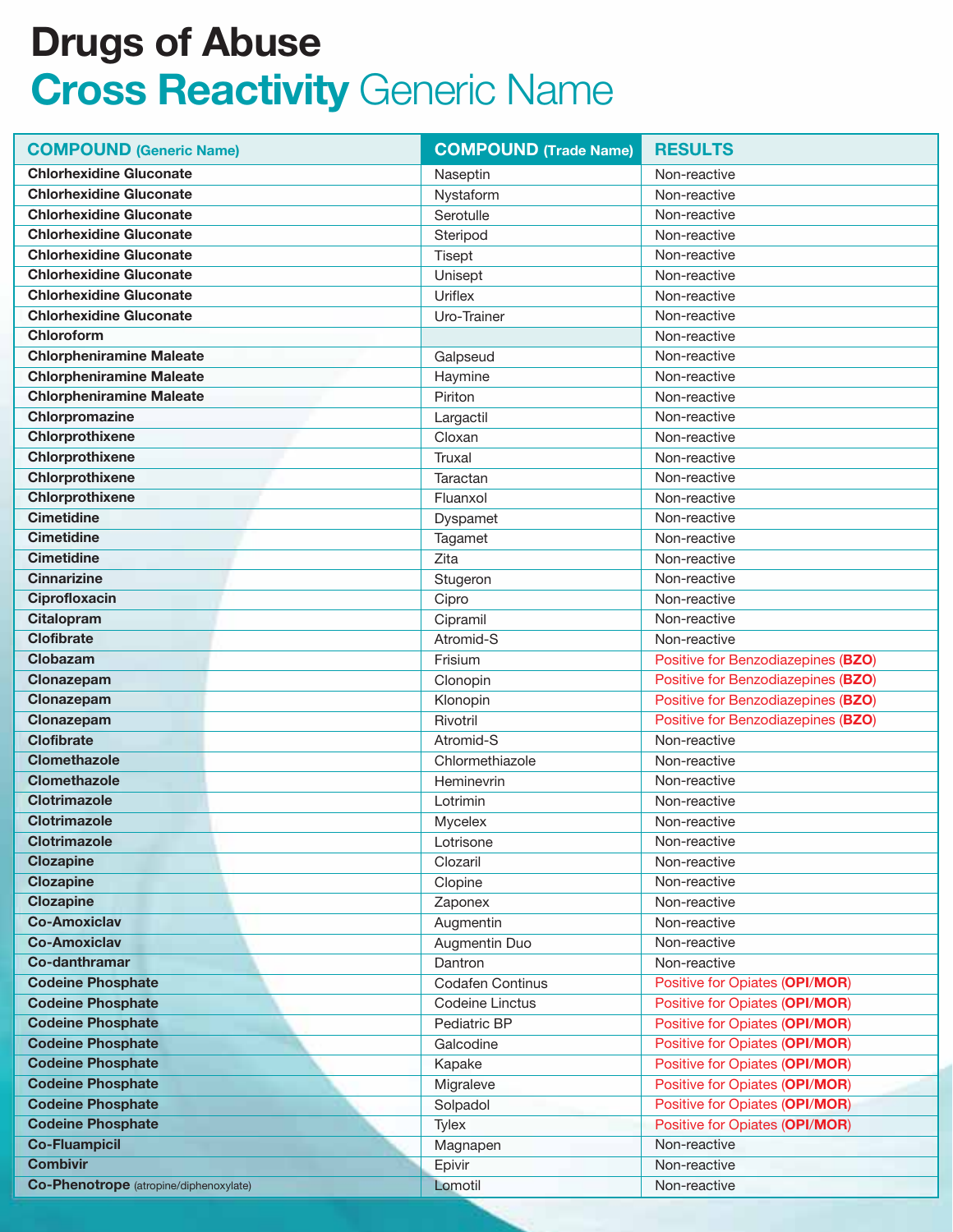# Drugs of Abuse

## **Cross Reactivity** Generic Name

| COMPOUND (Generic Name) | COMPOUND (Trade Name) | RESULTS |
|---|---|---|
| **Chlorhexidine Gluconate** | Naseptin | Non-reactive |
| **Chlorhexidine Gluconate** | Nystaform | Non-reactive |
| **Chlorhexidine Gluconate** | Serotulle | Non-reactive |
| **Chlorhexidine Gluconate** | Steripod | Non-reactive |
| **Chlorhexidine Gluconate** | Tisept | Non-reactive |
| **Chlorhexidine Gluconate** | Unisept | Non-reactive |
| **Chlorhexidine Gluconate** | Uriflex | Non-reactive |
| **Chlorhexidine Gluconate** | Uro-Trainer | Non-reactive |
| **Chloroform** | | Non-reactive |
| **Chlorpheniramine Maleate** | Galpseud | Non-reactive |
| **Chlorpheniramine Maleate** | Haymine | Non-reactive |
| **Chlorpheniramine Maleate** | Piriton | Non-reactive |
| **Chlorpromazine** | Largactil | Non-reactive |
| **Chlorprothixene** | Cloxan | Non-reactive |
| **Chlorprothixene** | Truxal | Non-reactive |
| **Chlorprothixene** | Taractan | Non-reactive |
| **Chlorprothixene** | Fluanxol | Non-reactive |
| **Cimetidine** | Dyspamet | Non-reactive |
| **Cimetidine** | Tagamet | Non-reactive |
| **Cimetidine** | Zita | Non-reactive |
| **Cinnarizine** | Stugeron | Non-reactive |
| **Ciprofloxacin** | Cipro | Non-reactive |
| **Citalopram** | Cipramil | Non-reactive |
| **Clofibrate** | Atromid-S | Non-reactive |
| **Clobazam** | Frisium | Positive for Benzodiazepines (**BZO**) |
| **Clonazepam** | Clonopin | Positive for Benzodiazepines (**BZO**) |
| **Clonazepam** | Klonopin | Positive for Benzodiazepines (**BZO**) |
| **Clonazepam** | Rivotril | Positive for Benzodiazepines (**BZO**) |
| **Clofibrate** | Atromid-S | Non-reactive |
| **Clomethazole** | Chlormethiazole | Non-reactive |
| **Clomethazole** | Heminevrin | Non-reactive |
| **Clotrimazole** | Lotrimin | Non-reactive |
| **Clotrimazole** | Mycelex | Non-reactive |
| **Clotrimazole** | Lotrisone | Non-reactive |
| **Clozapine** | Clozaril | Non-reactive |
| **Clozapine** | Clopine | Non-reactive |
| **Clozapine** | Zaponex | Non-reactive |
| **Co-Amoxiclav** | Augmentin | Non-reactive |
| **Co-Amoxiclav** | Augmentin Duo | Non-reactive |
| **Co-danthramar** | Dantron | Non-reactive |
| **Codeine Phosphate** | Codafen Continus | Positive for Opiates (**OPI**/**MOR**) |
| **Codeine Phosphate** | Codeine Linctus | Positive for Opiates (**OPI**/**MOR**) |
| **Codeine Phosphate** | Pediatric BP | Positive for Opiates (**OPI**/**MOR**) |
| **Codeine Phosphate** | Galcodine | Positive for Opiates (**OPI**/**MOR**) |
| **Codeine Phosphate** | Kapake | Positive for Opiates (**OPI**/**MOR**) |
| **Codeine Phosphate** | Migraleve | Positive for Opiates (**OPI**/**MOR**) |
| **Codeine Phosphate** | Solpadol | Positive for Opiates (**OPI**/**MOR**) |
| **Codeine Phosphate** | Tylex | Positive for Opiates (**OPI**/**MOR**) |
| **Co-Fluampicil** | Magnapen | Non-reactive |
| **Combivir** | Epivir | Non-reactive |
| **Co-Phenotrope** (atropine/diphenoxylate) | Lomotil | Non-reactive |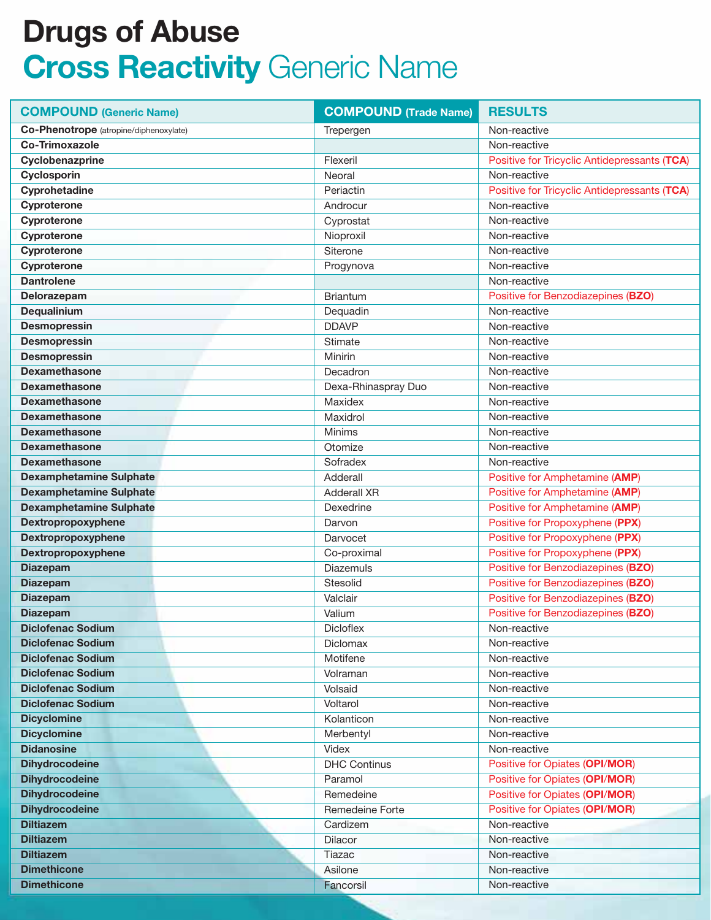# Drugs of Abuse

## Cross Reactivity Generic Name

| COMPOUND (Generic Name) | COMPOUND (Trade Name) | RESULTS |
|---|---|---|
| **Co-Phenotrope** (atropine/diphenoxylate) | Trepergen | Non-reactive |
| **Co-Trimoxazole** | | Non-reactive |
| **Cyclobenazprine** | Flexeril | Positive for Tricyclic Antidepressants (**TCA**) |
| **Cyclosporin** | Neoral | Non-reactive |
| **Cyprohetadine** | Periactin | Positive for Tricyclic Antidepressants (**TCA**) |
| **Cyproterone** | Androcur | Non-reactive |
| **Cyproterone** | Cyprostat | Non-reactive |
| **Cyproterone** | Nioproxil | Non-reactive |
| **Cyproterone** | Siterone | Non-reactive |
| **Cyproterone** | Progynova | Non-reactive |
| **Dantrolene** | | Non-reactive |
| **Delorazepam** | Briantum | Positive for Benzodiazepines (**BZO**) |
| **Dequalinium** | Dequadin | Non-reactive |
| **Desmopressin** | DDAVP | Non-reactive |
| **Desmopressin** | Stimate | Non-reactive |
| **Desmopressin** | Minirin | Non-reactive |
| **Dexamethasone** | Decadron | Non-reactive |
| **Dexamethasone** | Dexa-Rhinaspray Duo | Non-reactive |
| **Dexamethasone** | Maxidex | Non-reactive |
| **Dexamethasone** | Maxidrol | Non-reactive |
| **Dexamethasone** | Minims | Non-reactive |
| **Dexamethasone** | Otomize | Non-reactive |
| **Dexamethasone** | Sofradex | Non-reactive |
| **Dexamphetamine Sulphate** | Adderall | Positive for Amphetamine (**AMP**) |
| **Dexamphetamine Sulphate** | Adderall XR | Positive for Amphetamine (**AMP**) |
| **Dexamphetamine Sulphate** | Dexedrine | Positive for Amphetamine (**AMP**) |
| **Dextropropoxyphene** | Darvon | Positive for Propoxyphene (**PPX**) |
| **Dextropropoxyphene** | Darvocet | Positive for Propoxyphene (**PPX**) |
| **Dextropropoxyphene** | Co-proximal | Positive for Propoxyphene (**PPX**) |
| **Diazepam** | Diazemuls | Positive for Benzodiazepines (**BZO**) |
| **Diazepam** | Stesolid | Positive for Benzodiazepines (**BZO**) |
| **Diazepam** | Valclair | Positive for Benzodiazepines (**BZO**) |
| **Diazepam** | Valium | Positive for Benzodiazepines (**BZO**) |
| **Diclofenac Sodium** | Dicloflex | Non-reactive |
| **Diclofenac Sodium** | Diclomax | Non-reactive |
| **Diclofenac Sodium** | Motifene | Non-reactive |
| **Diclofenac Sodium** | Volraman | Non-reactive |
| **Diclofenac Sodium** | Volsaid | Non-reactive |
| **Diclofenac Sodium** | Voltarol | Non-reactive |
| **Dicyclomine** | Kolanticon | Non-reactive |
| **Dicyclomine** | Merbentyl | Non-reactive |
| **Didanosine** | Videx | Non-reactive |
| **Dihydrocodeine** | DHC Continus | Positive for Opiates (**OPI**/**MOR**) |
| **Dihydrocodeine** | Paramol | Positive for Opiates (**OPI**/**MOR**) |
| **Dihydrocodeine** | Remedeine | Positive for Opiates (**OPI**/**MOR**) |
| **Dihydrocodeine** | Remedeine Forte | Positive for Opiates (**OPI**/**MOR**) |
| **Diltiazem** | Cardizem | Non-reactive |
| **Diltiazem** | Dilacor | Non-reactive |
| **Diltiazem** | Tiazac | Non-reactive |
| **Dimethicone** | Asilone | Non-reactive |
| **Dimethicone** | Fancorsil | Non-reactive |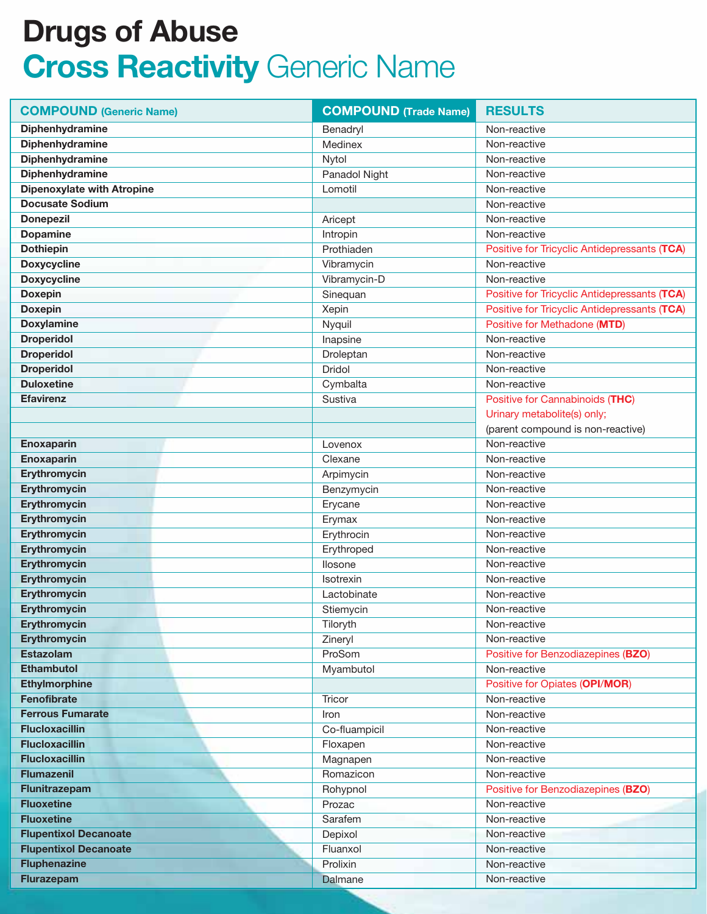# Drugs of Abuse

## Cross Reactivity Generic Name

| COMPOUND (Generic Name) | COMPOUND (Trade Name) | RESULTS |
|---|---|---|
| **Diphenhydramine** | Benadryl | Non-reactive |
| **Diphenhydramine** | Medinex | Non-reactive |
| **Diphenhydramine** | Nytol | Non-reactive |
| **Diphenhydramine** | Panadol Night | Non-reactive |
| **Dipenoxylate with Atropine** | Lomotil | Non-reactive |
| **Docusate Sodium** | | Non-reactive |
| **Donepezil** | Aricept | Non-reactive |
| **Dopamine** | Intropin | Non-reactive |
| **Dothiepin** | Prothiaden | Positive for Tricyclic Antidepressants (**TCA**) |
| **Doxycycline** | Vibramycin | Non-reactive |
| **Doxycycline** | Vibramycin-D | Non-reactive |
| **Doxepin** | Sinequan | Positive for Tricyclic Antidepressants (**TCA**) |
| **Doxepin** | Xepin | Positive for Tricyclic Antidepressants (**TCA**) |
| **Doxylamine** | Nyquil | Positive for Methadone (**MTD**) |
| **Droperidol** | Inapsine | Non-reactive |
| **Droperidol** | Droleptan | Non-reactive |
| **Droperidol** | Dridol | Non-reactive |
| **Duloxetine** | Cymbalta | Non-reactive |
| **Efavirenz** | Sustiva | Positive for Cannabinoids (**THC**) Urinary metabolite(s) only; (parent compound is non-reactive) |
| **Enoxaparin** | Lovenox | Non-reactive |
| **Enoxaparin** | Clexane | Non-reactive |
| **Erythromycin** | Arpimycin | Non-reactive |
| **Erythromycin** | Benzymycin | Non-reactive |
| **Erythromycin** | Erycane | Non-reactive |
| **Erythromycin** | Erymax | Non-reactive |
| **Erythromycin** | Erythrocin | Non-reactive |
| **Erythromycin** | Erythroped | Non-reactive |
| **Erythromycin** | Ilosone | Non-reactive |
| **Erythromycin** | Isotrexin | Non-reactive |
| **Erythromycin** | Lactobinate | Non-reactive |
| **Erythromycin** | Stiemycin | Non-reactive |
| **Erythromycin** | Tiloryth | Non-reactive |
| **Erythromycin** | Zineryl | Non-reactive |
| **Estazolam** | ProSom | Positive for Benzodiazepines (**BZO**) |
| **Ethambutol** | Myambutol | Non-reactive |
| **Ethylmorphine** | | Positive for Opiates (**OPI**/**MOR**) |
| **Fenofibrate** | Tricor | Non-reactive |
| **Ferrous Fumarate** | Iron | Non-reactive |
| **Flucloxacillin** | Co-fluampicil | Non-reactive |
| **Flucloxacillin** | Floxapen | Non-reactive |
| **Flucloxacillin** | Magnapen | Non-reactive |
| **Flumazenil** | Romazicon | Non-reactive |
| **Flunitrazepam** | Rohypnol | Positive for Benzodiazepines (**BZO**) |
| **Fluoxetine** | Prozac | Non-reactive |
| **Fluoxetine** | Sarafem | Non-reactive |
| **Flupentixol Decanoate** | Depixol | Non-reactive |
| **Flupentixol Decanoate** | Fluanxol | Non-reactive |
| **Fluphenazine** | Prolixin | Non-reactive |
| **Flurazepam** | Dalmane | Non-reactive |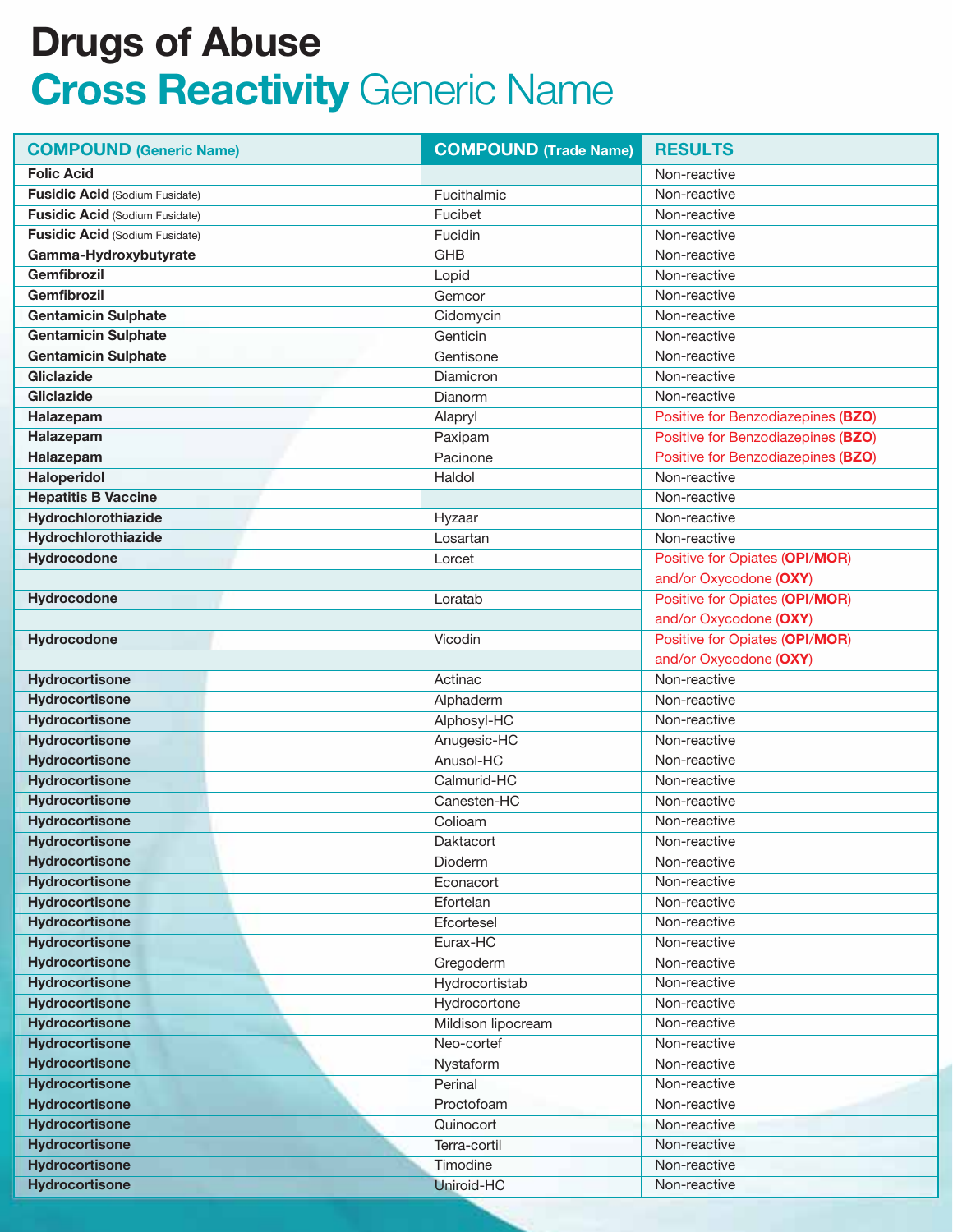# Drugs of Abuse
## Cross Reactivity Generic Name

| COMPOUND (Generic Name) | COMPOUND (Trade Name) | RESULTS |
|---|---|---|
| **Folic Acid** | | Non-reactive |
| **Fusidic Acid** (Sodium Fusidate) | Fucithalmic | Non-reactive |
| **Fusidic Acid** (Sodium Fusidate) | Fucibet | Non-reactive |
| **Fusidic Acid** (Sodium Fusidate) | Fucidin | Non-reactive |
| **Gamma-Hydroxybutyrate** | GHB | Non-reactive |
| **Gemfibrozil** | Lopid | Non-reactive |
| **Gemfibrozil** | Gemcor | Non-reactive |
| **Gentamicin Sulphate** | Cidomycin | Non-reactive |
| **Gentamicin Sulphate** | Genticin | Non-reactive |
| **Gentamicin Sulphate** | Gentisone | Non-reactive |
| **Gliclazide** | Diamicron | Non-reactive |
| **Gliclazide** | Dianorm | Non-reactive |
| **Halazepam** | Alapryl | Positive for Benzodiazepines (**BZO**) |
| **Halazepam** | Paxipam | Positive for Benzodiazepines (**BZO**) |
| **Halazepam** | Pacinone | Positive for Benzodiazepines (**BZO**) |
| **Haloperidol** | Haldol | Non-reactive |
| **Hepatitis B Vaccine** | | Non-reactive |
| **Hydrochlorothiazide** | Hyzaar | Non-reactive |
| **Hydrochlorothiazide** | Losartan | Non-reactive |
| **Hydrocodone** | Lorcet | Positive for Opiates (**OPI**/**MOR**) and/or Oxycodone (**OXY**) |
| **Hydrocodone** | Loratab | Positive for Opiates (**OPI**/**MOR**) and/or Oxycodone (**OXY**) |
| **Hydrocodone** | Vicodin | Positive for Opiates (**OPI**/**MOR**) and/or Oxycodone (**OXY**) |
| **Hydrocortisone** | Actinac | Non-reactive |
| **Hydrocortisone** | Alphaderm | Non-reactive |
| **Hydrocortisone** | Alphosyl-HC | Non-reactive |
| **Hydrocortisone** | Anugesic-HC | Non-reactive |
| **Hydrocortisone** | Anusol-HC | Non-reactive |
| **Hydrocortisone** | Calmurid-HC | Non-reactive |
| **Hydrocortisone** | Canesten-HC | Non-reactive |
| **Hydrocortisone** | Colioam | Non-reactive |
| **Hydrocortisone** | Daktacort | Non-reactive |
| **Hydrocortisone** | Dioderm | Non-reactive |
| **Hydrocortisone** | Econacort | Non-reactive |
| **Hydrocortisone** | Efortelan | Non-reactive |
| **Hydrocortisone** | Efcortesel | Non-reactive |
| **Hydrocortisone** | Eurax-HC | Non-reactive |
| **Hydrocortisone** | Gregoderm | Non-reactive |
| **Hydrocortisone** | Hydrocortistab | Non-reactive |
| **Hydrocortisone** | Hydrocortone | Non-reactive |
| **Hydrocortisone** | Mildison lipocream | Non-reactive |
| **Hydrocortisone** | Neo-cortef | Non-reactive |
| **Hydrocortisone** | Nystaform | Non-reactive |
| **Hydrocortisone** | Perinal | Non-reactive |
| **Hydrocortisone** | Proctofoam | Non-reactive |
| **Hydrocortisone** | Quinocort | Non-reactive |
| **Hydrocortisone** | Terra-cortil | Non-reactive |
| **Hydrocortisone** | Timodine | Non-reactive |
| **Hydrocortisone** | Uniroid-HC | Non-reactive |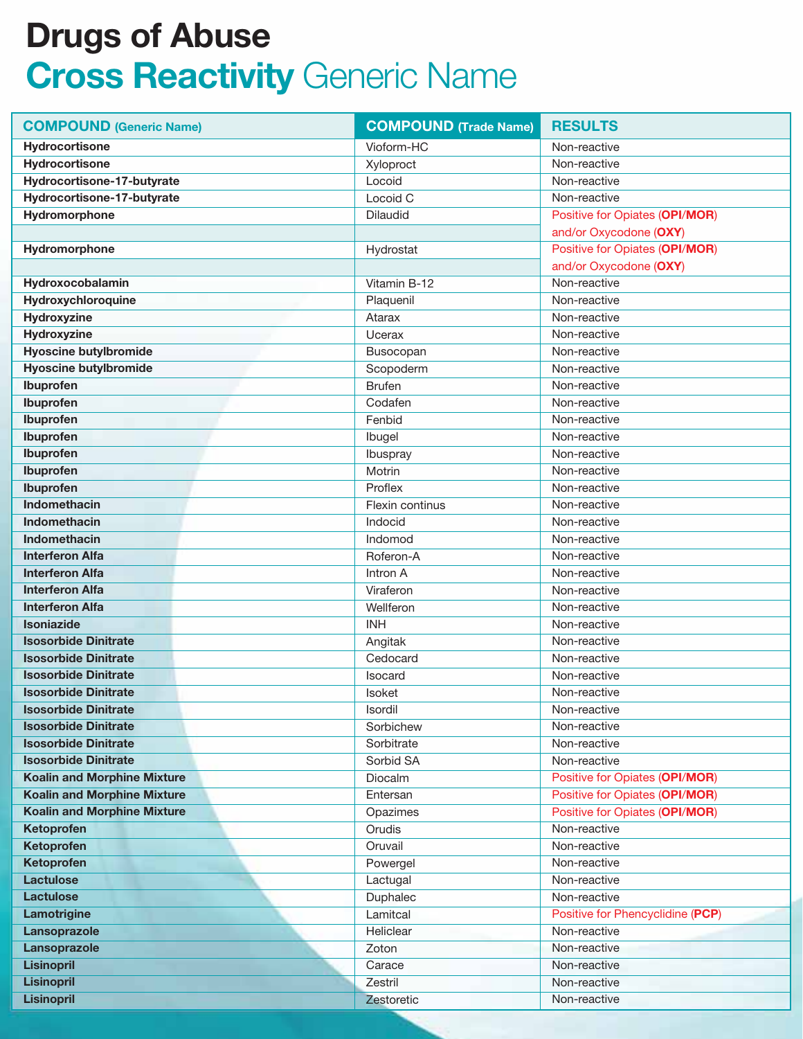# Drugs of Abuse

## Cross Reactivity Generic Name

| COMPOUND (Generic Name) | COMPOUND (Trade Name) | RESULTS |
|---|---|---|
| **Hydrocortisone** | Vioform-HC | Non-reactive |
| **Hydrocortisone** | Xyloproct | Non-reactive |
| **Hydrocortisone-17-butyrate** | Locoid | Non-reactive |
| **Hydrocortisone-17-butyrate** | Locoid C | Non-reactive |
| **Hydromorphone** | Dilaudid | Positive for Opiates (**OPI**/**MOR**) and/or Oxycodone (**OXY**) |
| **Hydromorphone** | Hydrostat | Positive for Opiates (**OPI**/**MOR**) and/or Oxycodone (**OXY**) |
| **Hydroxocobalamin** | Vitamin B-12 | Non-reactive |
| **Hydroxychloroquine** | Plaquenil | Non-reactive |
| **Hydroxyzine** | Atarax | Non-reactive |
| **Hydroxyzine** | Ucerax | Non-reactive |
| **Hyoscine butylbromide** | Busocopan | Non-reactive |
| **Hyoscine butylbromide** | Scopoderm | Non-reactive |
| **Ibuprofen** | Brufen | Non-reactive |
| **Ibuprofen** | Codafen | Non-reactive |
| **Ibuprofen** | Fenbid | Non-reactive |
| **Ibuprofen** | Ibugel | Non-reactive |
| **Ibuprofen** | Ibuspray | Non-reactive |
| **Ibuprofen** | Motrin | Non-reactive |
| **Ibuprofen** | Proflex | Non-reactive |
| **Indomethacin** | Flexin continus | Non-reactive |
| **Indomethacin** | Indocid | Non-reactive |
| **Indomethacin** | Indomod | Non-reactive |
| **Interferon Alfa** | Roferon-A | Non-reactive |
| **Interferon Alfa** | Intron A | Non-reactive |
| **Interferon Alfa** | Viraferon | Non-reactive |
| **Interferon Alfa** | Wellferon | Non-reactive |
| **Isoniazide** | INH | Non-reactive |
| **Isosorbide Dinitrate** | Angitak | Non-reactive |
| **Isosorbide Dinitrate** | Cedocard | Non-reactive |
| **Isosorbide Dinitrate** | Isocard | Non-reactive |
| **Isosorbide Dinitrate** | Isoket | Non-reactive |
| **Isosorbide Dinitrate** | Isordil | Non-reactive |
| **Isosorbide Dinitrate** | Sorbichew | Non-reactive |
| **Isosorbide Dinitrate** | Sorbitrate | Non-reactive |
| **Isosorbide Dinitrate** | Sorbid SA | Non-reactive |
| **Koalin and Morphine Mixture** | Diocalm | Positive for Opiates (**OPI**/**MOR**) |
| **Koalin and Morphine Mixture** | Entersan | Positive for Opiates (**OPI**/**MOR**) |
| **Koalin and Morphine Mixture** | Opazimes | Positive for Opiates (**OPI**/**MOR**) |
| **Ketoprofen** | Orudis | Non-reactive |
| **Ketoprofen** | Oruvail | Non-reactive |
| **Ketoprofen** | Powergel | Non-reactive |
| **Lactulose** | Lactugal | Non-reactive |
| **Lactulose** | Duphalec | Non-reactive |
| **Lamotrigine** | Lamitcal | Positive for Phencyclidine (**PCP**) |
| **Lansoprazole** | Heliclear | Non-reactive |
| **Lansoprazole** | Zoton | Non-reactive |
| **Lisinopril** | Carace | Non-reactive |
| **Lisinopril** | Zestril | Non-reactive |
| **Lisinopril** | Zestoretic | Non-reactive |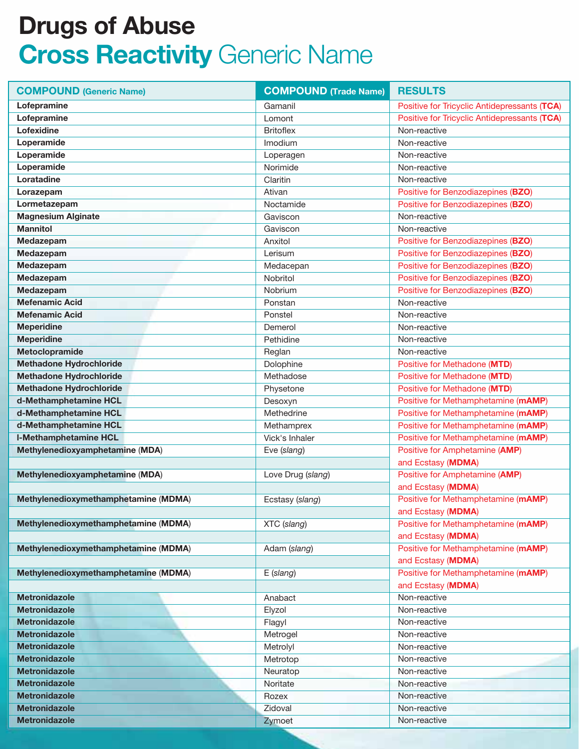# Drugs of Abuse
## Cross Reactivity Generic Name

| COMPOUND (Generic Name) | COMPOUND (Trade Name) | RESULTS |
|---|---|---|
| **Lofepramine** | Gamanil | Positive for Tricyclic Antidepressants (**TCA**) |
| **Lofepramine** | Lomont | Positive for Tricyclic Antidepressants (**TCA**) |
| **Lofexidine** | Britoflex | Non-reactive |
| **Loperamide** | Imodium | Non-reactive |
| **Loperamide** | Loperagen | Non-reactive |
| **Loperamide** | Norimide | Non-reactive |
| **Loratadine** | Claritin | Non-reactive |
| **Lorazepam** | Ativan | Positive for Benzodiazepines (**BZO**) |
| **Lormetazepam** | Noctamide | Positive for Benzodiazepines (**BZO**) |
| **Magnesium Alginate** | Gaviscon | Non-reactive |
| **Mannitol** | Gaviscon | Non-reactive |
| **Medazepam** | Anxitol | Positive for Benzodiazepines (**BZO**) |
| **Medazepam** | Lerisum | Positive for Benzodiazepines (**BZO**) |
| **Medazepam** | Medacepan | Positive for Benzodiazepines (**BZO**) |
| **Medazepam** | Nobritol | Positive for Benzodiazepines (**BZO**) |
| **Medazepam** | Nobrium | Positive for Benzodiazepines (**BZO**) |
| **Mefenamic Acid** | Ponstan | Non-reactive |
| **Mefenamic Acid** | Ponstel | Non-reactive |
| **Meperidine** | Demerol | Non-reactive |
| **Meperidine** | Pethidine | Non-reactive |
| **Metoclopramide** | Reglan | Non-reactive |
| **Methadone Hydrochloride** | Dolophine | Positive for Methadone (**MTD**) |
| **Methadone Hydrochloride** | Methadose | Positive for Methadone (**MTD**) |
| **Methadone Hydrochloride** | Physetone | Positive for Methadone (**MTD**) |
| **d-Methamphetamine HCL** | Desoxyn | Positive for Methamphetamine (**mAMP**) |
| **d-Methamphetamine HCL** | Methedrine | Positive for Methamphetamine (**mAMP**) |
| **d-Methamphetamine HCL** | Methamprex | Positive for Methamphetamine (**mAMP**) |
| **l-Methamphetamine HCL** | Vick's Inhaler | Positive for Methamphetamine (**mAMP**) |
| **Methylenedioxyamphetamine (MDA)** | Eve (*slang*) | Positive for Amphetamine (**AMP**) and Ecstasy (**MDMA**) |
| **Methylenedioxyamphetamine (MDA)** | Love Drug (*slang*) | Positive for Amphetamine (**AMP**) and Ecstasy (**MDMA**) |
| **Methylenedioxymethamphetamine (MDMA)** | Ecstasy (*slang*) | Positive for Methamphetamine (**mAMP**) and Ecstasy (**MDMA**) |
| **Methylenedioxymethamphetamine (MDMA)** | XTC (*slang*) | Positive for Methamphetamine (**mAMP**) and Ecstasy (**MDMA**) |
| **Methylenedioxymethamphetamine (MDMA)** | Adam (*slang*) | Positive for Methamphetamine (**mAMP**) and Ecstasy (**MDMA**) |
| **Methylenedioxymethamphetamine (MDMA)** | E (*slang*) | Positive for Methamphetamine (**mAMP**) and Ecstasy (**MDMA**) |
| **Metronidazole** | Anabact | Non-reactive |
| **Metronidazole** | Elyzol | Non-reactive |
| **Metronidazole** | Flagyl | Non-reactive |
| **Metronidazole** | Metrogel | Non-reactive |
| **Metronidazole** | Metrolyl | Non-reactive |
| **Metronidazole** | Metrotop | Non-reactive |
| **Metronidazole** | Neuratop | Non-reactive |
| **Metronidazole** | Noritate | Non-reactive |
| **Metronidazole** | Rozex | Non-reactive |
| **Metronidazole** | Zidoval | Non-reactive |
| **Metronidazole** | Zymoet | Non-reactive |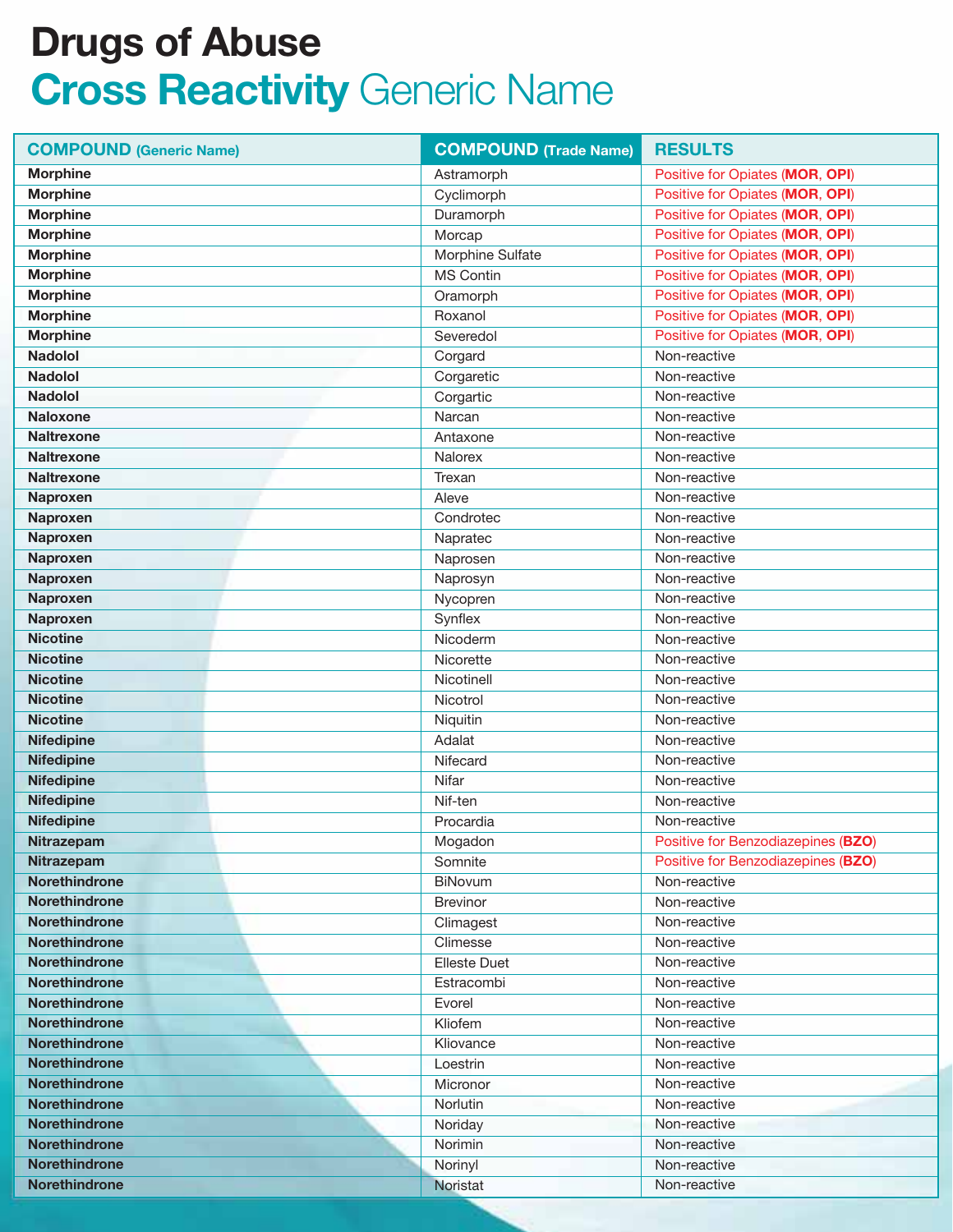# Drugs of Abuse

## Cross Reactivity Generic Name

| COMPOUND (Generic Name) | COMPOUND (Trade Name) | RESULTS |
|---|---|---|
| **Morphine** | Astramorph | Positive for Opiates (**MOR**, **OPI**) |
| **Morphine** | Cyclimorph | Positive for Opiates (**MOR**, **OPI**) |
| **Morphine** | Duramorph | Positive for Opiates (**MOR**, **OPI**) |
| **Morphine** | Morcap | Positive for Opiates (**MOR**, **OPI**) |
| **Morphine** | Morphine Sulfate | Positive for Opiates (**MOR**, **OPI**) |
| **Morphine** | MS Contin | Positive for Opiates (**MOR**, **OPI**) |
| **Morphine** | Oramorph | Positive for Opiates (**MOR**, **OPI**) |
| **Morphine** | Roxanol | Positive for Opiates (**MOR**, **OPI**) |
| **Morphine** | Severedol | Positive for Opiates (**MOR**, **OPI**) |
| **Nadolol** | Corgard | Non-reactive |
| **Nadolol** | Corgaretic | Non-reactive |
| **Nadolol** | Corgartic | Non-reactive |
| **Naloxone** | Narcan | Non-reactive |
| **Naltrexone** | Antaxone | Non-reactive |
| **Naltrexone** | Nalorex | Non-reactive |
| **Naltrexone** | Trexan | Non-reactive |
| **Naproxen** | Aleve | Non-reactive |
| **Naproxen** | Condrotec | Non-reactive |
| **Naproxen** | Napratec | Non-reactive |
| **Naproxen** | Naprosen | Non-reactive |
| **Naproxen** | Naprosyn | Non-reactive |
| **Naproxen** | Nycopren | Non-reactive |
| **Naproxen** | Synflex | Non-reactive |
| **Nicotine** | Nicoderm | Non-reactive |
| **Nicotine** | Nicorette | Non-reactive |
| **Nicotine** | Nicotinell | Non-reactive |
| **Nicotine** | Nicotrol | Non-reactive |
| **Nicotine** | Niquitin | Non-reactive |
| **Nifedipine** | Adalat | Non-reactive |
| **Nifedipine** | Nifecard | Non-reactive |
| **Nifedipine** | Nifar | Non-reactive |
| **Nifedipine** | Nif-ten | Non-reactive |
| **Nifedipine** | Procardia | Non-reactive |
| **Nitrazepam** | Mogadon | Positive for Benzodiazepines (**BZO**) |
| **Nitrazepam** | Somnite | Positive for Benzodiazepines (**BZO**) |
| **Norethindrone** | BiNovum | Non-reactive |
| **Norethindrone** | Brevinor | Non-reactive |
| **Norethindrone** | Climagest | Non-reactive |
| **Norethindrone** | Climesse | Non-reactive |
| **Norethindrone** | Elleste Duet | Non-reactive |
| **Norethindrone** | Estracombi | Non-reactive |
| **Norethindrone** | Evorel | Non-reactive |
| **Norethindrone** | Kliofem | Non-reactive |
| **Norethindrone** | Kliovance | Non-reactive |
| **Norethindrone** | Loestrin | Non-reactive |
| **Norethindrone** | Micronor | Non-reactive |
| **Norethindrone** | Norlutin | Non-reactive |
| **Norethindrone** | Noriday | Non-reactive |
| **Norethindrone** | Norimin | Non-reactive |
| **Norethindrone** | Norinyl | Non-reactive |
| **Norethindrone** | Noristat | Non-reactive |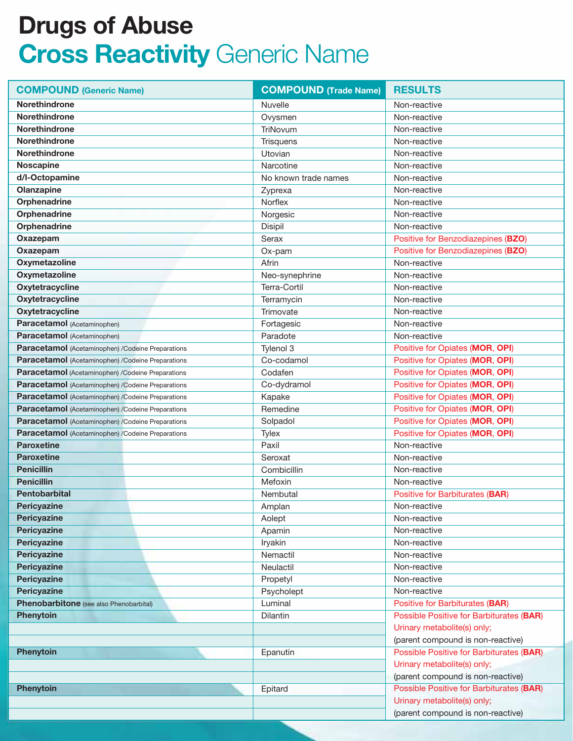# Drugs of Abuse

## Cross Reactivity Generic Name

| COMPOUND (Generic Name) | COMPOUND (Trade Name) | RESULTS |
|---|---|---|
| **Norethindrone** | Nuvelle | Non-reactive |
| **Norethindrone** | Ovysmen | Non-reactive |
| **Norethindrone** | TriNovum | Non-reactive |
| **Norethindrone** | Trisquens | Non-reactive |
| **Norethindrone** | Utovian | Non-reactive |
| **Noscapine** | Narcotine | Non-reactive |
| **d/l-Octopamine** | No known trade names | Non-reactive |
| **Olanzapine** | Zyprexa | Non-reactive |
| **Orphenadrine** | Norflex | Non-reactive |
| **Orphenadrine** | Norgesic | Non-reactive |
| **Orphenadrine** | Disipil | Non-reactive |
| **Oxazepam** | Serax | Positive for Benzodiazepines (**BZO**) |
| **Oxazepam** | Ox-pam | Positive for Benzodiazepines (**BZO**) |
| **Oxymetazoline** | Afrin | Non-reactive |
| **Oxymetazoline** | Neo-synephrine | Non-reactive |
| **Oxytetracycline** | Terra-Cortil | Non-reactive |
| **Oxytetracycline** | Terramycin | Non-reactive |
| **Oxytetracycline** | Trimovate | Non-reactive |
| **Paracetamol** (Acetaminophen) | Fortagesic | Non-reactive |
| **Paracetamol** (Acetaminophen) | Paradote | Non-reactive |
| **Paracetamol** (Acetaminophen) /Codeine Preparations | Tylenol 3 | Positive for Opiates (**MOR**, **OPI**) |
| **Paracetamol** (Acetaminophen) /Codeine Preparations | Co-codamol | Positive for Opiates (**MOR**, **OPI**) |
| **Paracetamol** (Acetaminophen) /Codeine Preparations | Codafen | Positive for Opiates (**MOR**, **OPI**) |
| **Paracetamol** (Acetaminophen) /Codeine Preparations | Co-dydramol | Positive for Opiates (**MOR**, **OPI**) |
| **Paracetamol** (Acetaminophen) /Codeine Preparations | Kapake | Positive for Opiates (**MOR**, **OPI**) |
| **Paracetamol** (Acetaminophen) /Codeine Preparations | Remedine | Positive for Opiates (**MOR**, **OPI**) |
| **Paracetamol** (Acetaminophen) /Codeine Preparations | Solpadol | Positive for Opiates (**MOR**, **OPI**) |
| **Paracetamol** (Acetaminophen) /Codeine Preparations | Tylex | Positive for Opiates (**MOR**, **OPI**) |
| **Paroxetine** | Paxil | Non-reactive |
| **Paroxetine** | Seroxat | Non-reactive |
| **Penicillin** | Combicillin | Non-reactive |
| **Penicillin** | Mefoxin | Non-reactive |
| **Pentobarbital** | Nembutal | Positive for Barbiturates (**BAR**) |
| **Pericyazine** | Amplan | Non-reactive |
| **Pericyazine** | Aolept | Non-reactive |
| **Pericyazine** | Apamin | Non-reactive |
| **Pericyazine** | Iryakin | Non-reactive |
| **Pericyazine** | Nemactil | Non-reactive |
| **Pericyazine** | Neulactil | Non-reactive |
| **Pericyazine** | Propetyl | Non-reactive |
| **Pericyazine** | Psycholept | Non-reactive |
| **Phenobarbitone** (see also Phenobarbital) | Luminal | Positive for Barbiturates (**BAR**) |
| **Phenytoin** | Dilantin | Possible Positive for Barbiturates (**BAR**) Urinary metabolite(s) only; (parent compound is non-reactive) |
| **Phenytoin** | Epanutin | Possible Positive for Barbiturates (**BAR**) Urinary metabolite(s) only; (parent compound is non-reactive) |
| **Phenytoin** | Epitard | Possible Positive for Barbiturates (**BAR**) Urinary metabolite(s) only; (parent compound is non-reactive) |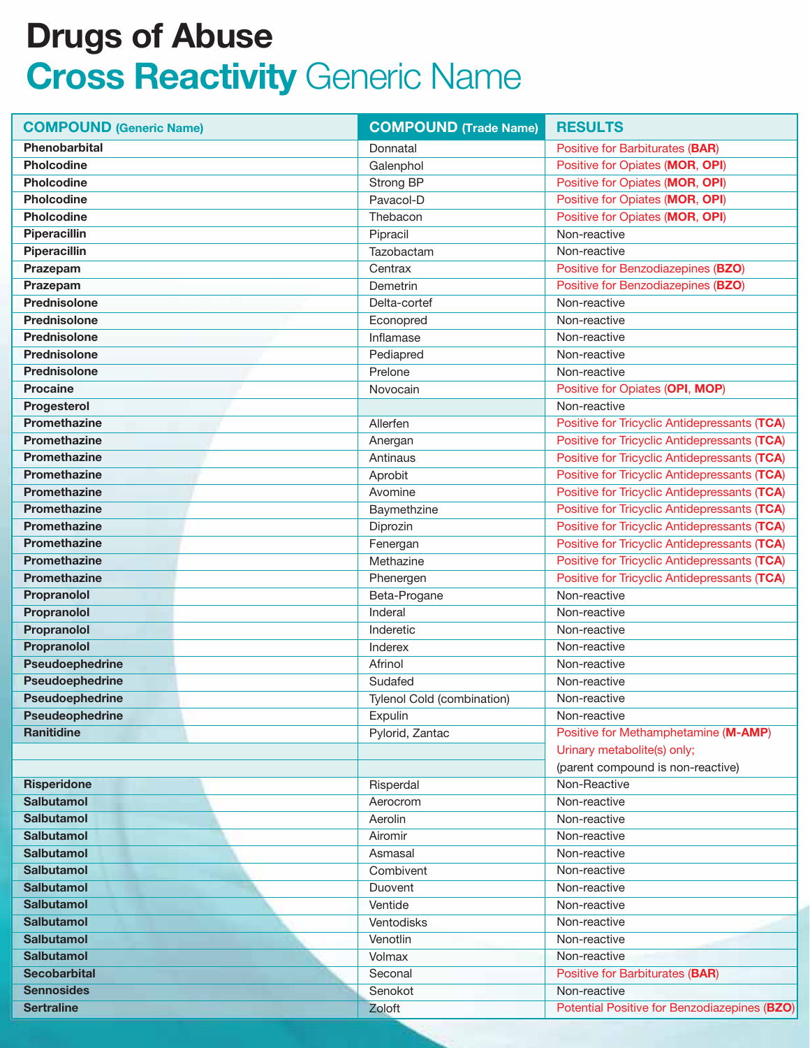# Drugs of Abuse
## Cross Reactivity Generic Name

| COMPOUND (Generic Name) | COMPOUND (Trade Name) | RESULTS |
|---|---|---|
| **Phenobarbital** | Donnatal | Positive for Barbiturates (**BAR**) |
| **Pholcodine** | Galenphol | Positive for Opiates (**MOR**, **OPI**) |
| **Pholcodine** | Strong BP | Positive for Opiates (**MOR**, **OPI**) |
| **Pholcodine** | Pavacol-D | Positive for Opiates (**MOR**, **OPI**) |
| **Pholcodine** | Thebacon | Positive for Opiates (**MOR**, **OPI**) |
| **Piperacillin** | Pipracil | Non-reactive |
| **Piperacillin** | Tazobactam | Non-reactive |
| **Prazepam** | Centrax | Positive for Benzodiazepines (**BZO**) |
| **Prazepam** | Demetrin | Positive for Benzodiazepines (**BZO**) |
| **Prednisolone** | Delta-cortef | Non-reactive |
| **Prednisolone** | Econopred | Non-reactive |
| **Prednisolone** | Inflamase | Non-reactive |
| **Prednisolone** | Pediapred | Non-reactive |
| **Prednisolone** | Prelone | Non-reactive |
| **Procaine** | Novocain | Positive for Opiates (**OPI**, **MOP**) |
| **Progesterol** | | Non-reactive |
| **Promethazine** | Allerfen | Positive for Tricyclic Antidepressants (**TCA**) |
| **Promethazine** | Anergan | Positive for Tricyclic Antidepressants (**TCA**) |
| **Promethazine** | Antinaus | Positive for Tricyclic Antidepressants (**TCA**) |
| **Promethazine** | Aprobit | Positive for Tricyclic Antidepressants (**TCA**) |
| **Promethazine** | Avomine | Positive for Tricyclic Antidepressants (**TCA**) |
| **Promethazine** | Baymethzine | Positive for Tricyclic Antidepressants (**TCA**) |
| **Promethazine** | Diprozin | Positive for Tricyclic Antidepressants (**TCA**) |
| **Promethazine** | Fenergan | Positive for Tricyclic Antidepressants (**TCA**) |
| **Promethazine** | Methazine | Positive for Tricyclic Antidepressants (**TCA**) |
| **Promethazine** | Phenergen | Positive for Tricyclic Antidepressants (**TCA**) |
| **Propranolol** | Beta-Progane | Non-reactive |
| **Propranolol** | Inderal | Non-reactive |
| **Propranolol** | Inderetic | Non-reactive |
| **Propranolol** | Inderex | Non-reactive |
| **Pseudoephedrine** | Afrinol | Non-reactive |
| **Pseudoephedrine** | Sudafed | Non-reactive |
| **Pseudoephedrine** | Tylenol Cold (combination) | Non-reactive |
| **Pseudeophedrine** | Expulin | Non-reactive |
| **Ranitidine** | Pylorid, Zantac | Positive for Methamphetamine (**M-AMP**) Urinary metabolite(s) only; (parent compound is non-reactive) |
| **Risperidone** | Risperdal | Non-Reactive |
| **Salbutamol** | Aerocrom | Non-reactive |
| **Salbutamol** | Aerolin | Non-reactive |
| **Salbutamol** | Airomir | Non-reactive |
| **Salbutamol** | Asmasal | Non-reactive |
| **Salbutamol** | Combivent | Non-reactive |
| **Salbutamol** | Duovent | Non-reactive |
| **Salbutamol** | Ventide | Non-reactive |
| **Salbutamol** | Ventodisks | Non-reactive |
| **Salbutamol** | Venotlin | Non-reactive |
| **Salbutamol** | Volmax | Non-reactive |
| **Secobarbital** | Seconal | Positive for Barbiturates (**BAR**) |
| **Sennosides** | Senokot | Non-reactive |
| **Sertraline** | Zoloft | Potential Positive for Benzodiazepines (**BZO**) |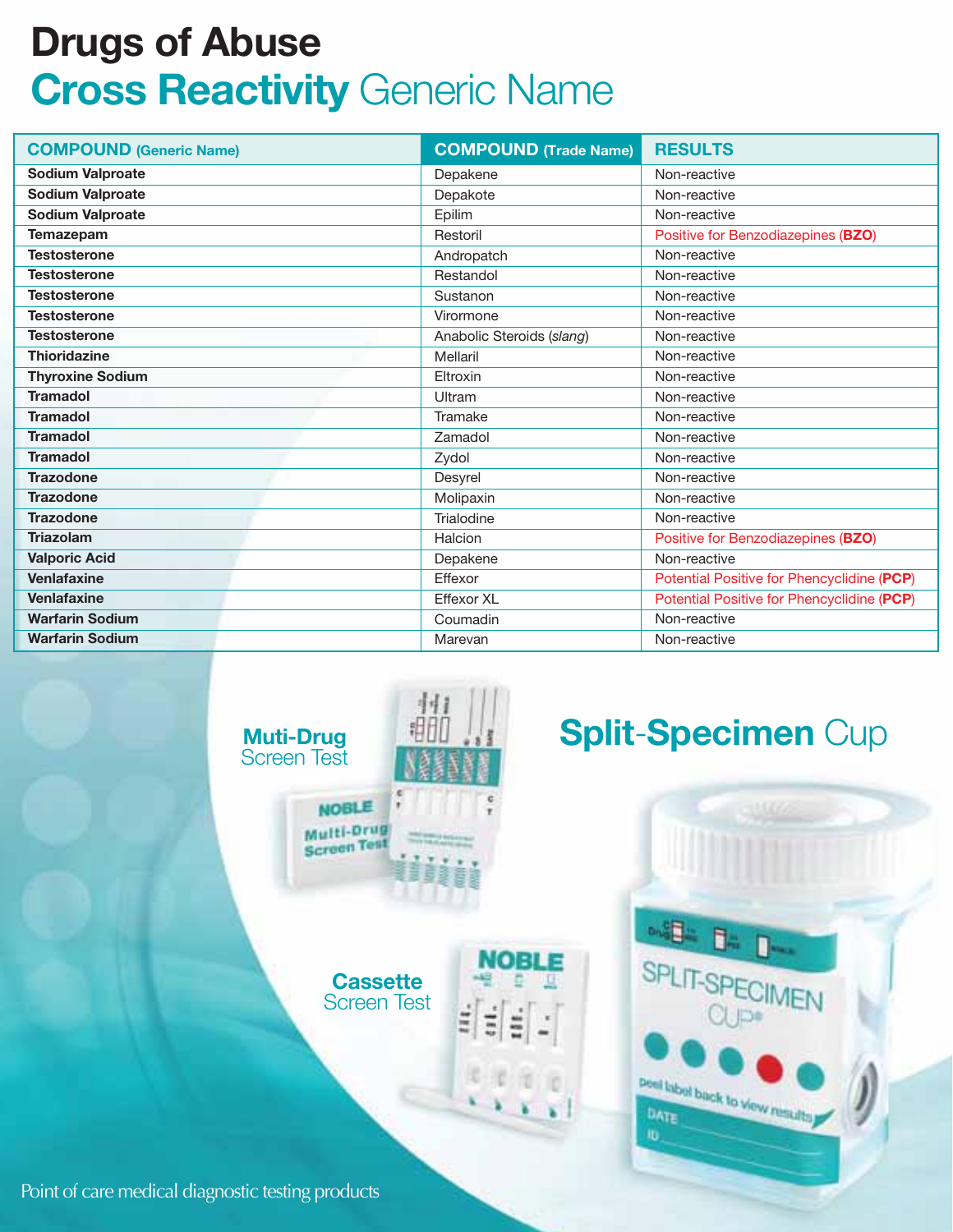# Drugs of Abuse

## Cross Reactivity Generic Name

| COMPOUND (Generic Name) | COMPOUND (Trade Name) | RESULTS |
|---|---|---|
| **Sodium Valproate** | Depakene | Non-reactive |
| **Sodium Valproate** | Depakote | Non-reactive |
| **Sodium Valproate** | Epilim | Non-reactive |
| **Temazepam** | Restoril | Positive for Benzodiazepines (**BZO**) |
| **Testosterone** | Andropatch | Non-reactive |
| **Testosterone** | Restandol | Non-reactive |
| **Testosterone** | Sustanon | Non-reactive |
| **Testosterone** | Virormone | Non-reactive |
| **Testosterone** | Anabolic Steroids (*slang*) | Non-reactive |
| **Thioridazine** | Mellaril | Non-reactive |
| **Thyroxine Sodium** | Eltroxin | Non-reactive |
| **Tramadol** | Ultram | Non-reactive |
| **Tramadol** | Tramake | Non-reactive |
| **Tramadol** | Zamadol | Non-reactive |
| **Tramadol** | Zydol | Non-reactive |
| **Trazodone** | Desyrel | Non-reactive |
| **Trazodone** | Molipaxin | Non-reactive |
| **Trazodone** | Trialodine | Non-reactive |
| **Triazolam** | Halcion | Positive for Benzodiazepines (**BZO**) |
| **Valporic Acid** | Depakene | Non-reactive |
| **Venlafaxine** | Effexor | Potential Positive for Phencyclidine (**PCP**) |
| **Venlafaxine** | Effexor XL | Potential Positive for Phencyclidine (**PCP**) |
| **Warfarin Sodium** | Coumadin | Non-reactive |
| **Warfarin Sodium** | Marevan | Non-reactive |

**Muti-Drug** Screen Test

**Split-Specimen** Cup

**Cassette** Screen Test

Point of care medical diagnostic testing products